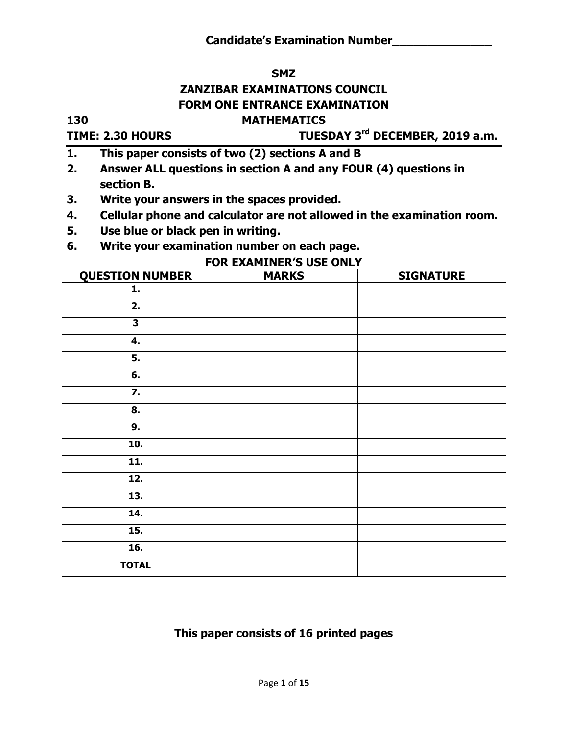**Candidate's Examination Number_______________**

**SMZ**

**ZANZIBAR EXAMINATIONS COUNCIL**

**FORM ONE ENTRANCE EXAMINATION**

**130 MATHEMATICS**

**TIME: 2.30 HOURS TUESDAY 3rd DECEMBER, 2019 a.m.**

1. **This paper consists of two (2) sections A and B**
2. **Answer ALL questions in section A and any FOUR (4) questions in section B.**
3. **Write your answers in the spaces provided.**
4. **Cellular phone and calculator are not allowed in the examination room.**
5. **Use blue or black pen in writing.**
6. **Write your examination number on each page.**

| FOR EXAMINER'S USE ONLY | | |
|---|---|---|
| **QUESTION NUMBER** | **MARKS** | **SIGNATURE** |
| **1.** | | |
| **2.** | | |
| **3** | | |
| **4.** | | |
| **5.** | | |
| **6.** | | |
| **7.** | | |
| **8.** | | |
| **9.** | | |
| **10.** | | |
| **11.** | | |
| **12.** | | |
| **13.** | | |
| **14.** | | |
| **15.** | | |
| **16.** | | |
| **TOTAL** | | |

**This paper consists of 16 printed pages**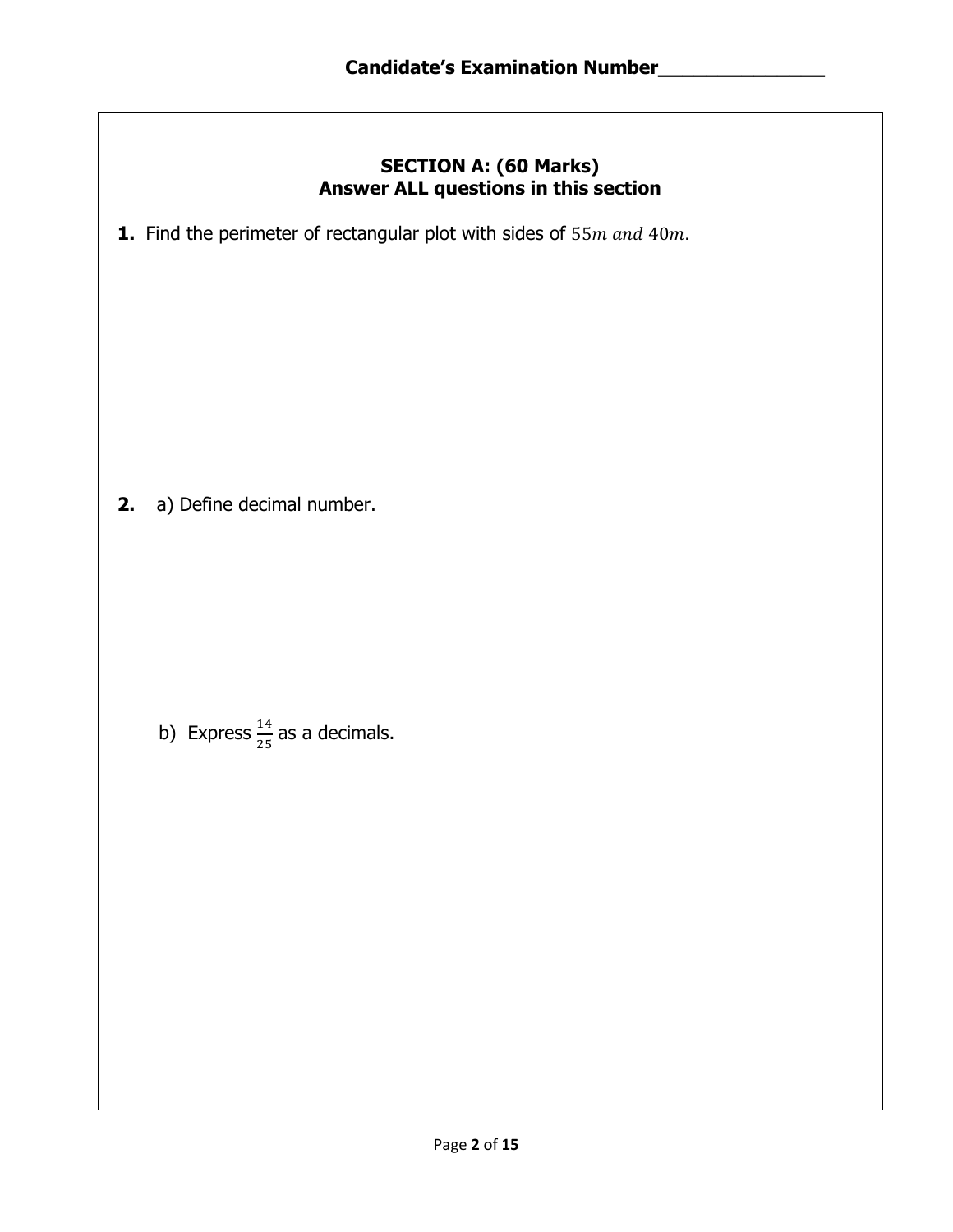**Candidate's Examination Number_______________**

## SECTION A: (60 Marks)
### Answer ALL questions in this section

**1.** Find the perimeter of rectangular plot with sides of $55m\ and\ 40m$.

**2.** a) Define decimal number.

b) Express $\frac{14}{25}$ as a decimals.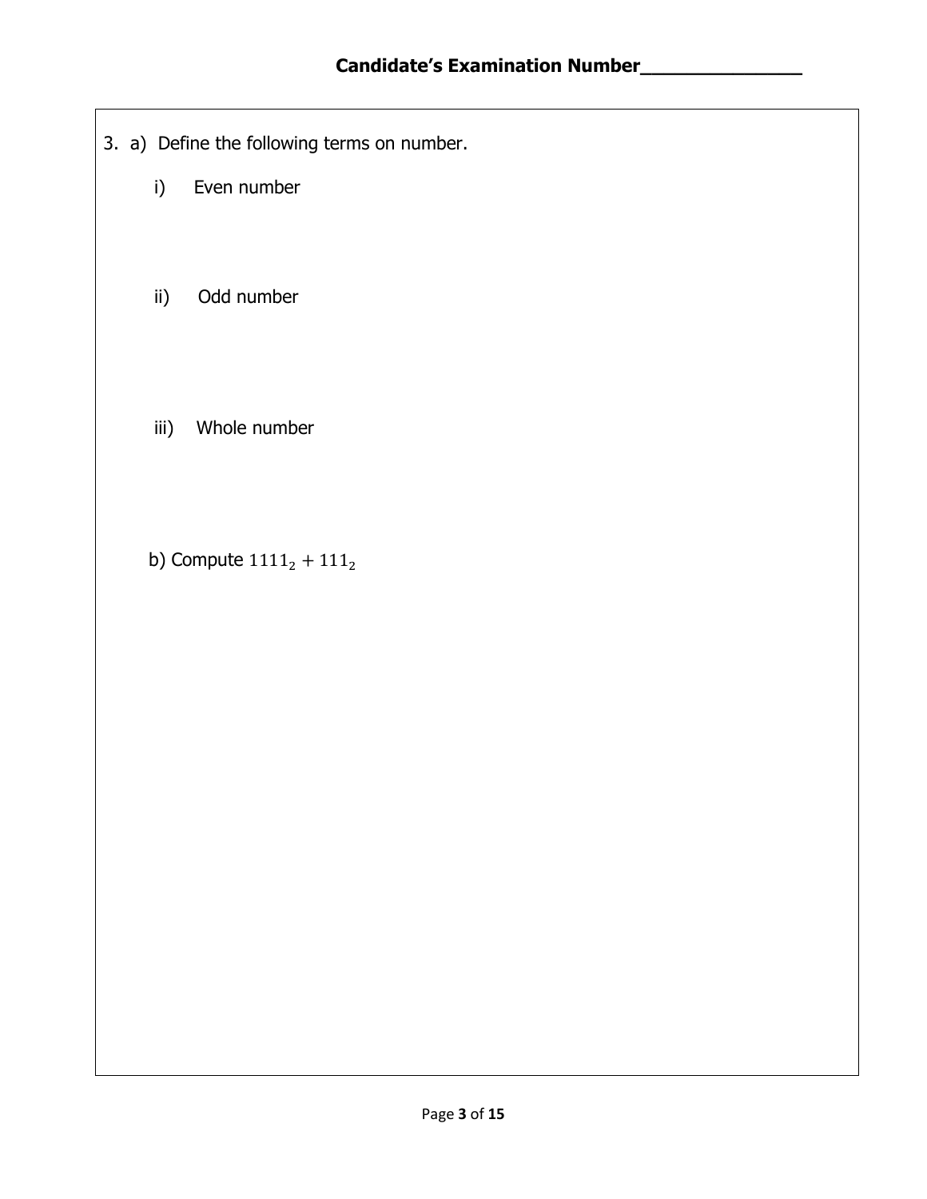**Candidate's Examination Number_______________**

3. a) Define the following terms on number.

   i) Even number

   ii) Odd number

   iii) Whole number

   b) Compute $1111_2 + 111_2$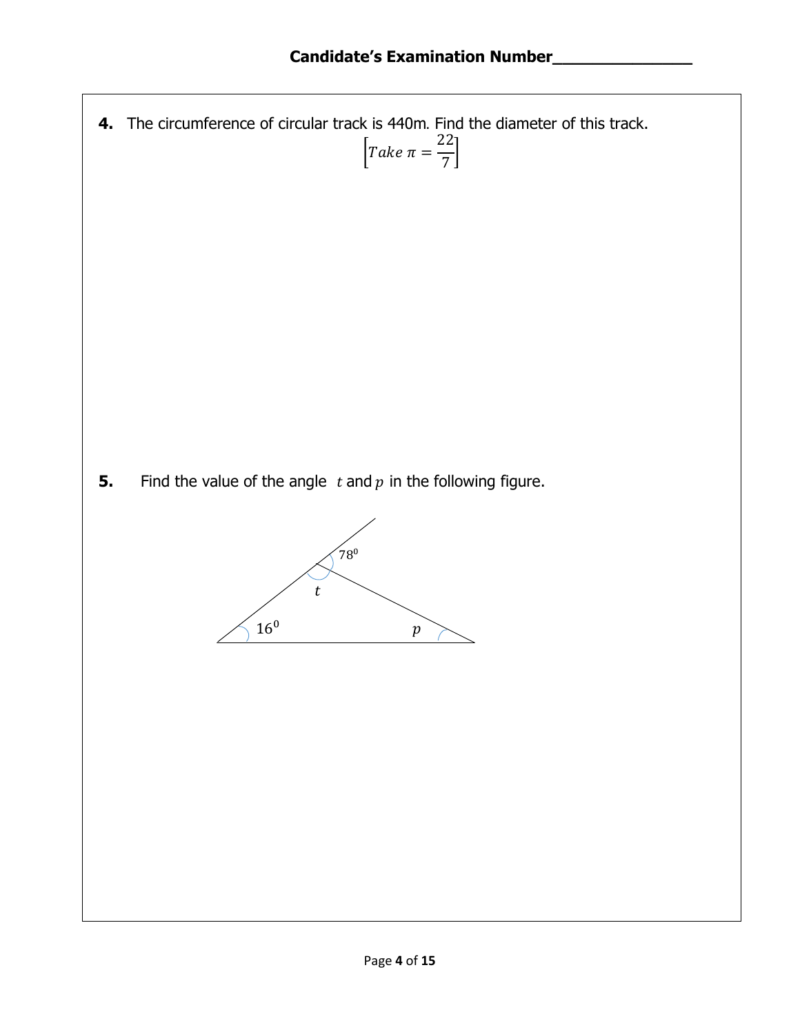**Candidate's Examination Number_______________**

**4.** The circumference of circular track is 440m. Find the diameter of this track.

$$\left[Take\ \pi = \frac{22}{7}\right]$$

**5.** Find the value of the angle $t$ and $p$ in the following figure.

$78^0$

$t$

$16^0$

$p$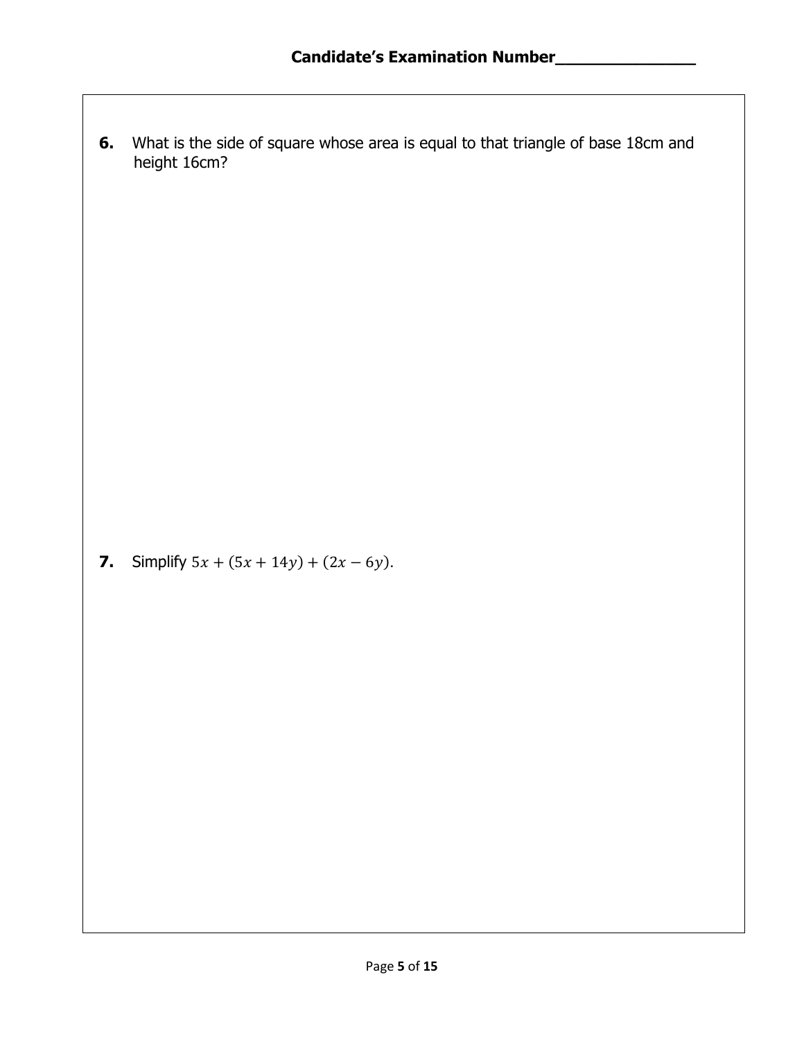**Candidate's Examination Number_______________**

**6.** What is the side of square whose area is equal to that triangle of base 18cm and height 16cm?

**7.** Simplify $5x + (5x + 14y) + (2x - 6y)$.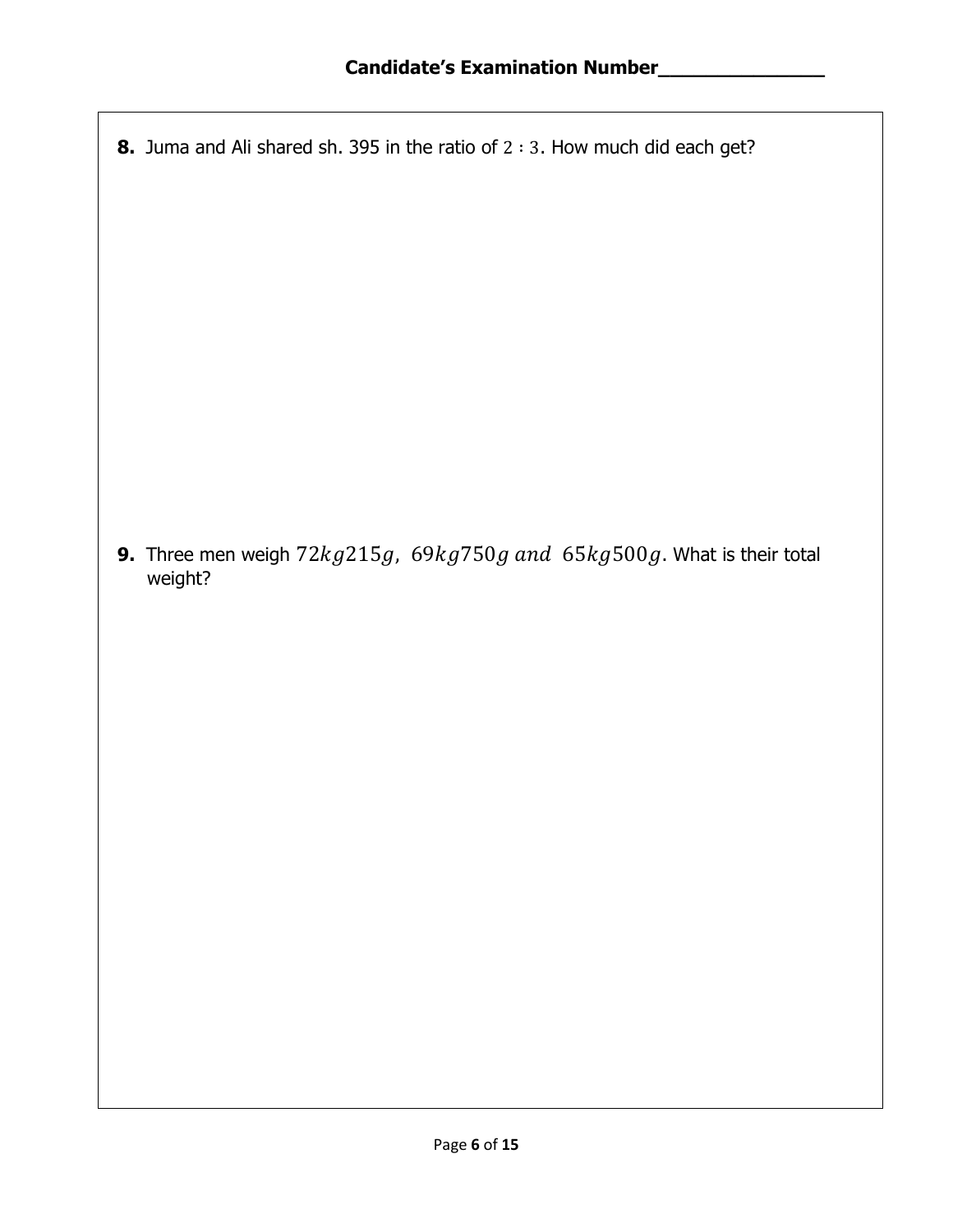**Candidate's Examination Number_______________**

**8.** Juma and Ali shared sh. 395 in the ratio of $2:3$. How much did each get?

**9.** Three men weigh $72kg215g,\ 69kg750g\ and\ \ 65kg500g$. What is their total weight?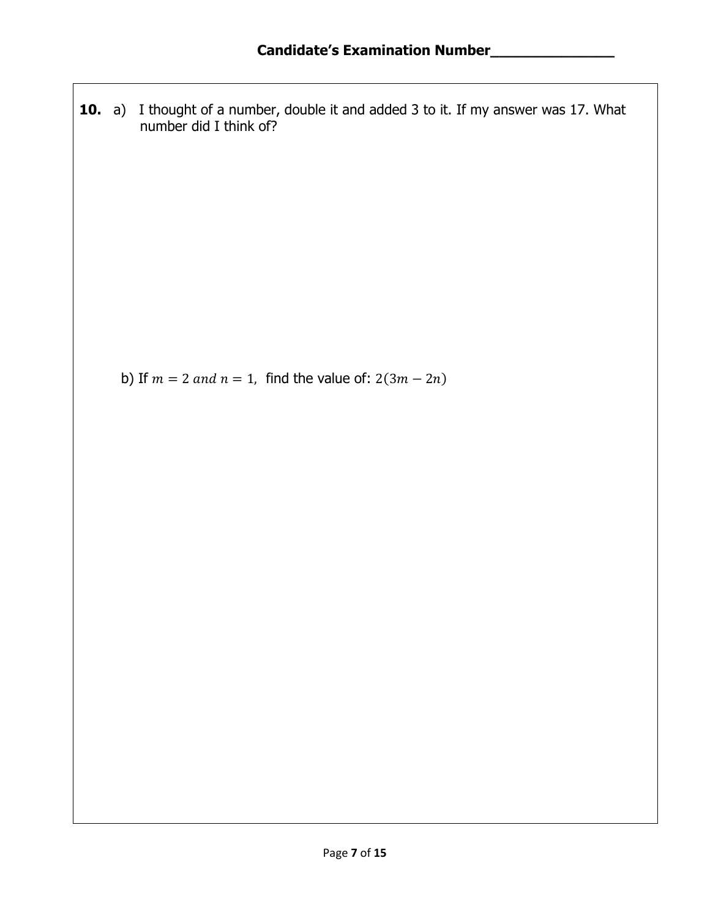**Candidate's Examination Number_______________**

**10.** a) I thought of a number, double it and added 3 to it. If my answer was 17. What number did I think of?

b) If $m = 2$ *and* $n = 1$, find the value of: $2(3m - 2n)$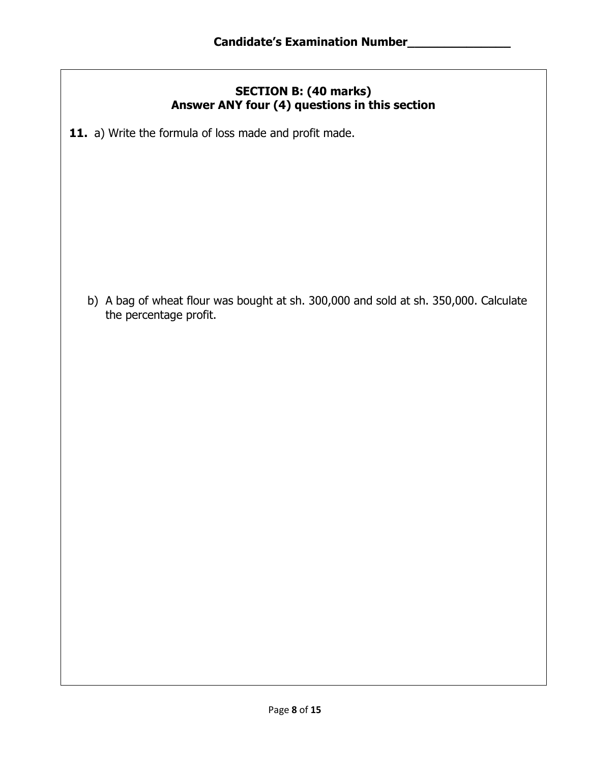Candidate's Examination Number______________

## SECTION B: (40 marks)
### Answer ANY four (4) questions in this section

**11.** a) Write the formula of loss made and profit made.

b) A bag of wheat flour was bought at sh. 300,000 and sold at sh. 350,000. Calculate the percentage profit.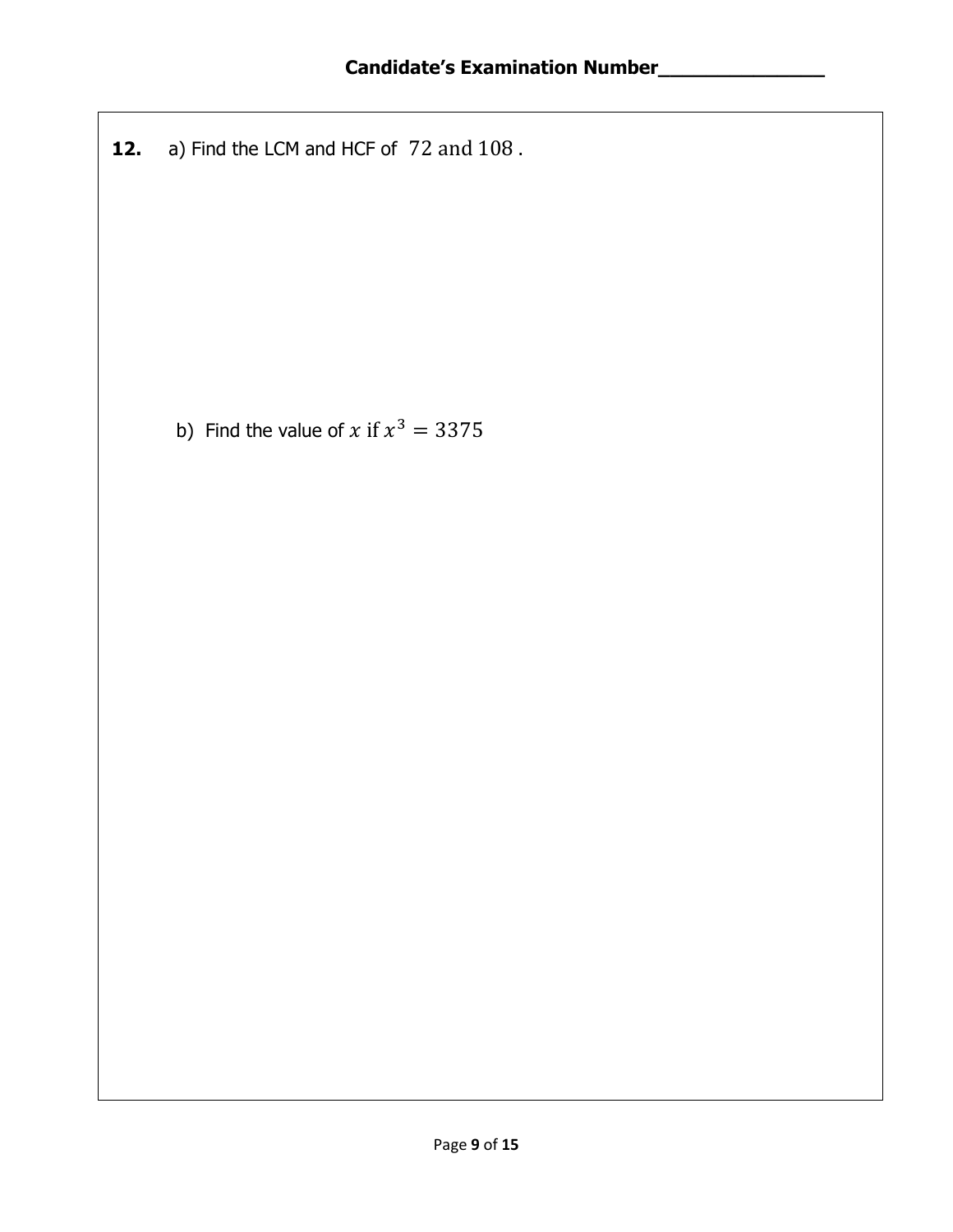**Candidate's Examination Number_______________**

**12.** a) Find the LCM and HCF of $72 \text{ and } 108$ .

b) Find the value of $x$ if $x^3 = 3375$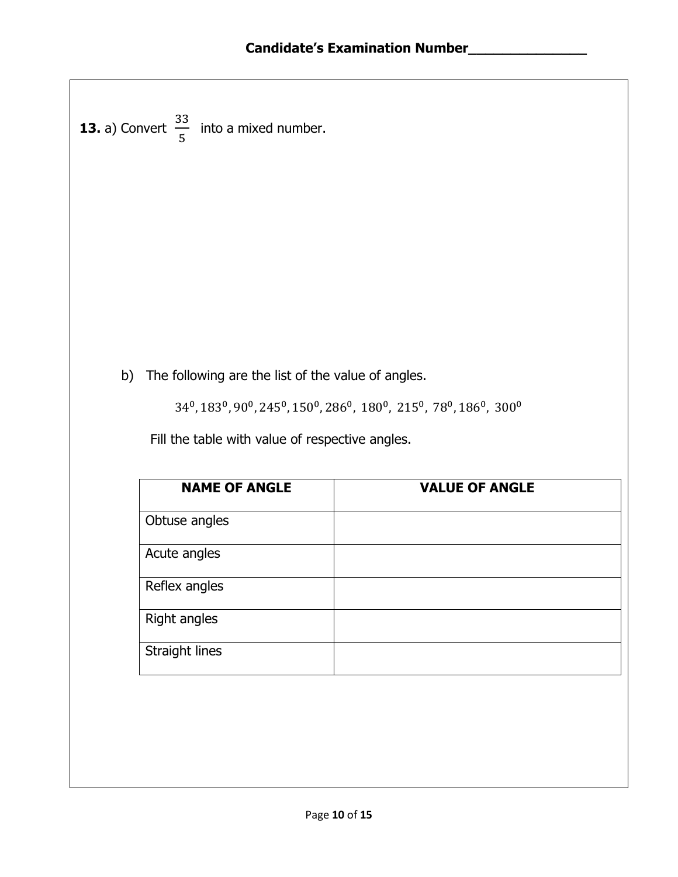Candidate's Examination Number_______________

**13.** a) Convert $\frac{33}{5}$ into a mixed number.

b) The following are the list of the value of angles.

$34^0, 183^0, 90^0, 245^0, 150^0, 286^0,\ 180^0,\ 215^0,\ 78^0, 186^0,\ 300^0$

Fill the table with value of respective angles.

| NAME OF ANGLE | VALUE OF ANGLE |
|---|---|
| Obtuse angles | |
| Acute angles | |
| Reflex angles | |
| Right angles | |
| Straight lines | |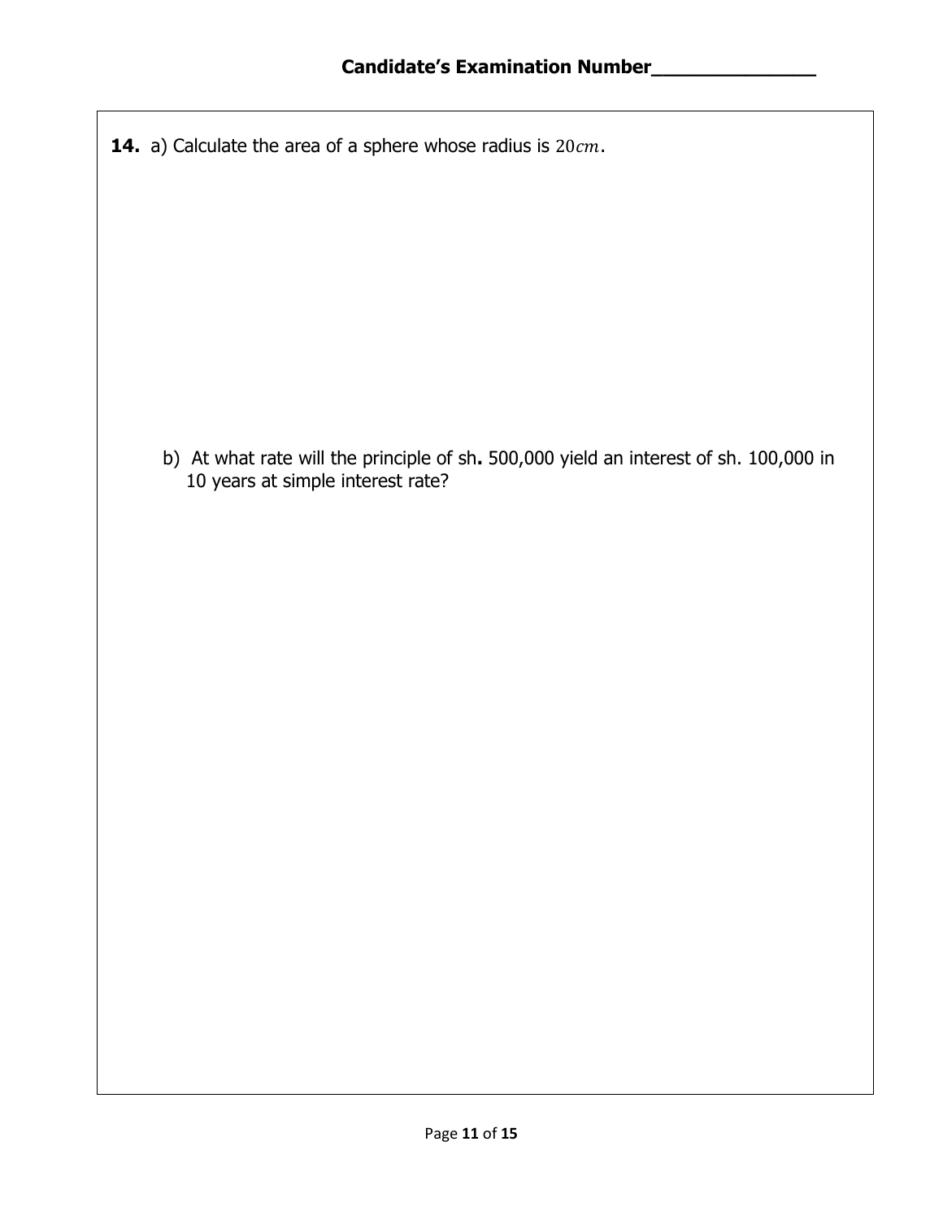**Candidate's Examination Number_______________**

**14.** a) Calculate the area of a sphere whose radius is $20cm$.

b) At what rate will the principle of sh**.** 500,000 yield an interest of sh. 100,000 in 10 years at simple interest rate?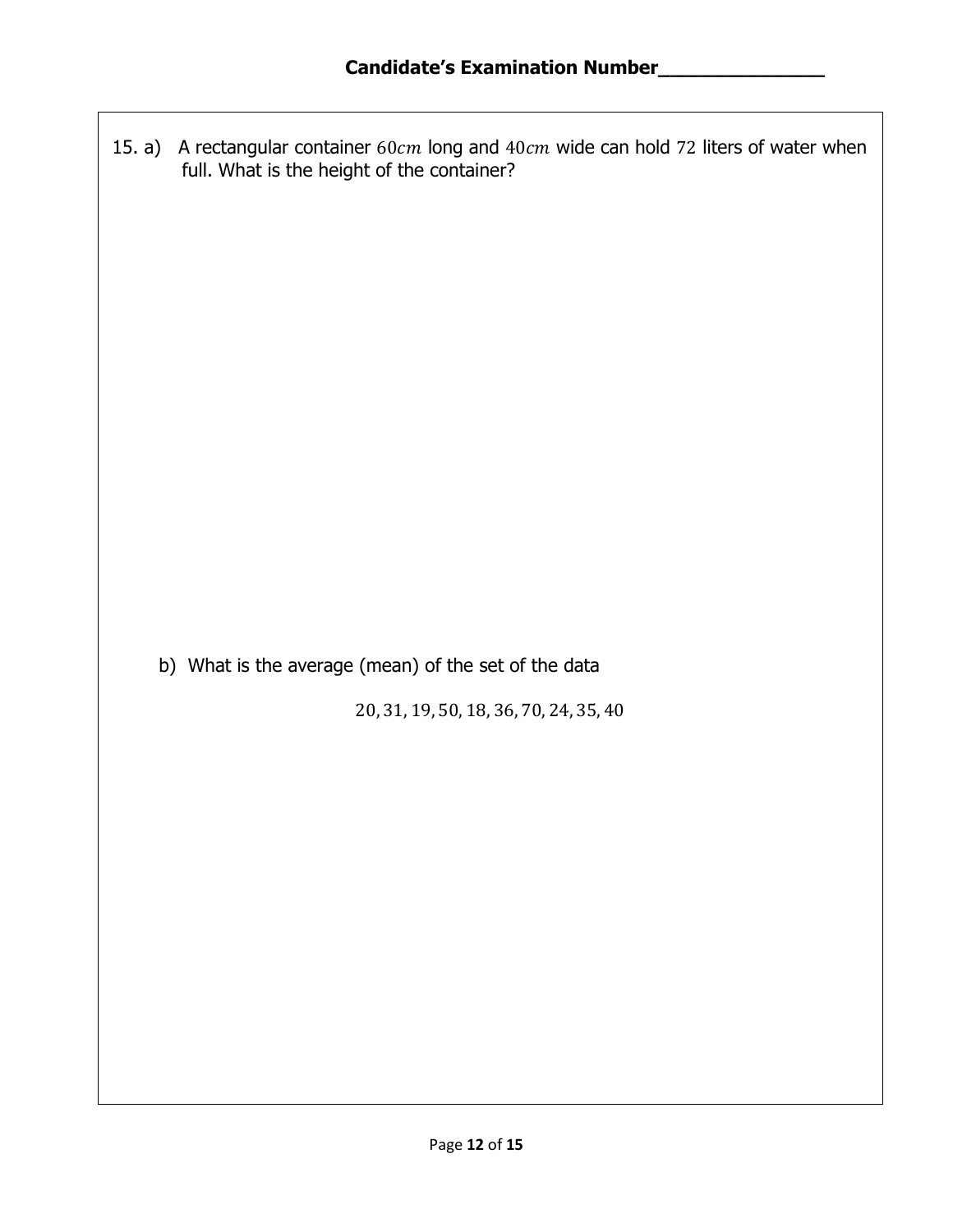**Candidate's Examination Number_______________**

15. a) A rectangular container $60cm$ long and $40cm$ wide can hold $72$ liters of water when full. What is the height of the container?

b) What is the average (mean) of the set of the data

$$20, 31, 19, 50, 18, 36, 70, 24, 35, 40$$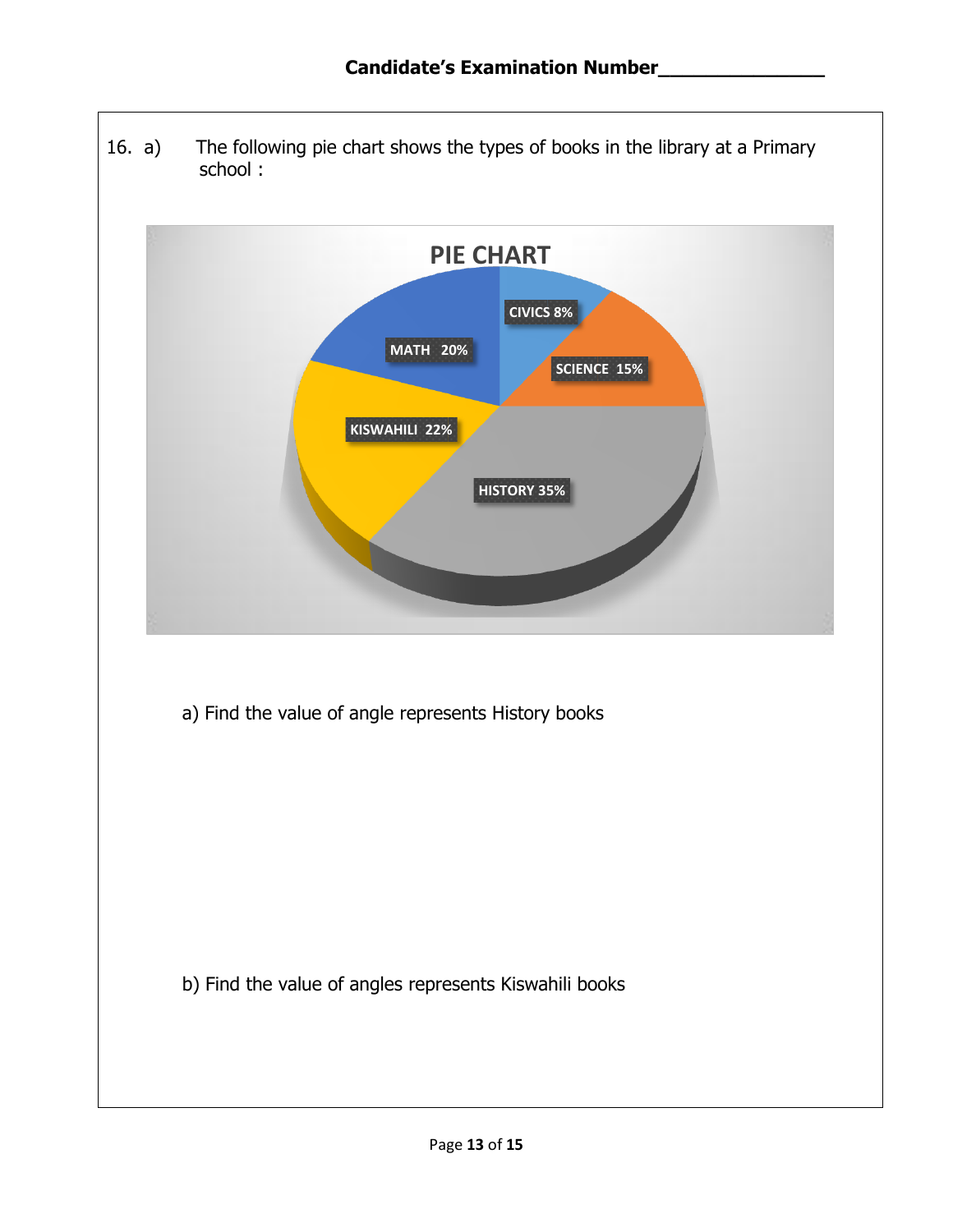**Candidate's Examination Number______________**

16. a) The following pie chart shows the types of books in the library at a Primary school :

PIE CHART

CIVICS 8%

SCIENCE 15%

MATH 20%

KISWAHILI 22%

HISTORY 35%

a) Find the value of angle represents History books

b) Find the value of angles represents Kiswahili books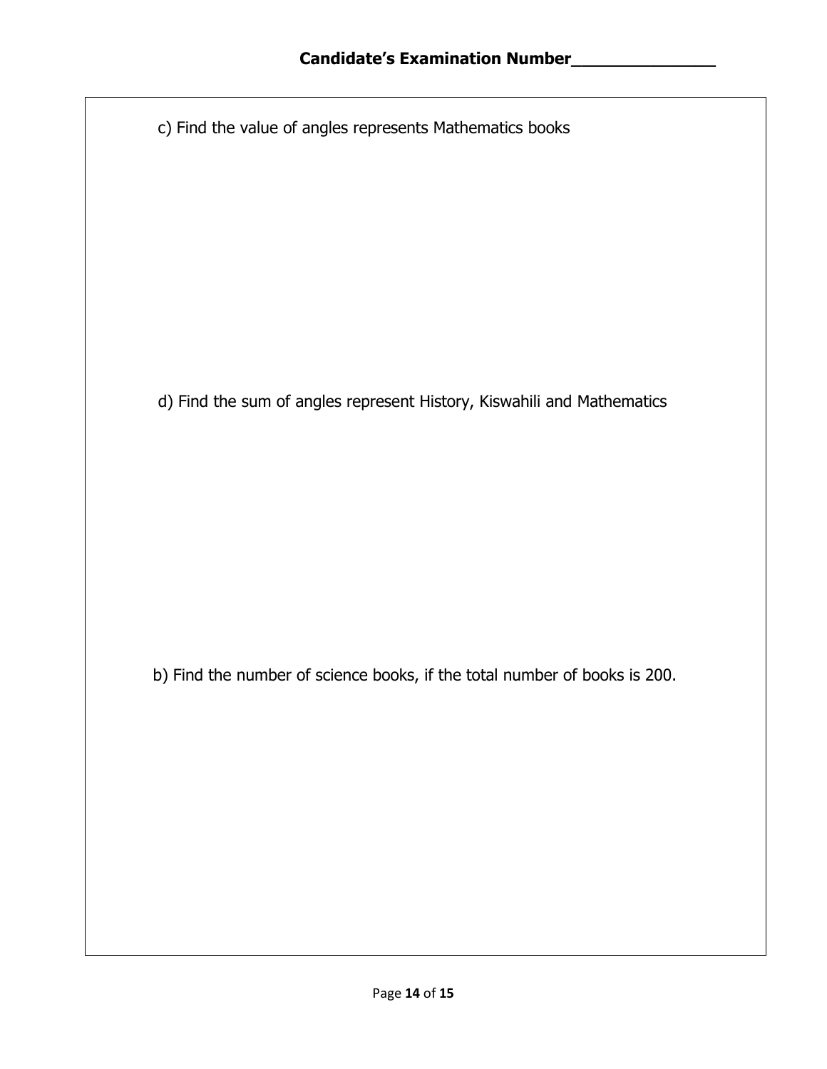**Candidate's Examination Number_______________**

c) Find the value of angles represents Mathematics books

d) Find the sum of angles represent History, Kiswahili and Mathematics

b) Find the number of science books, if the total number of books is 200.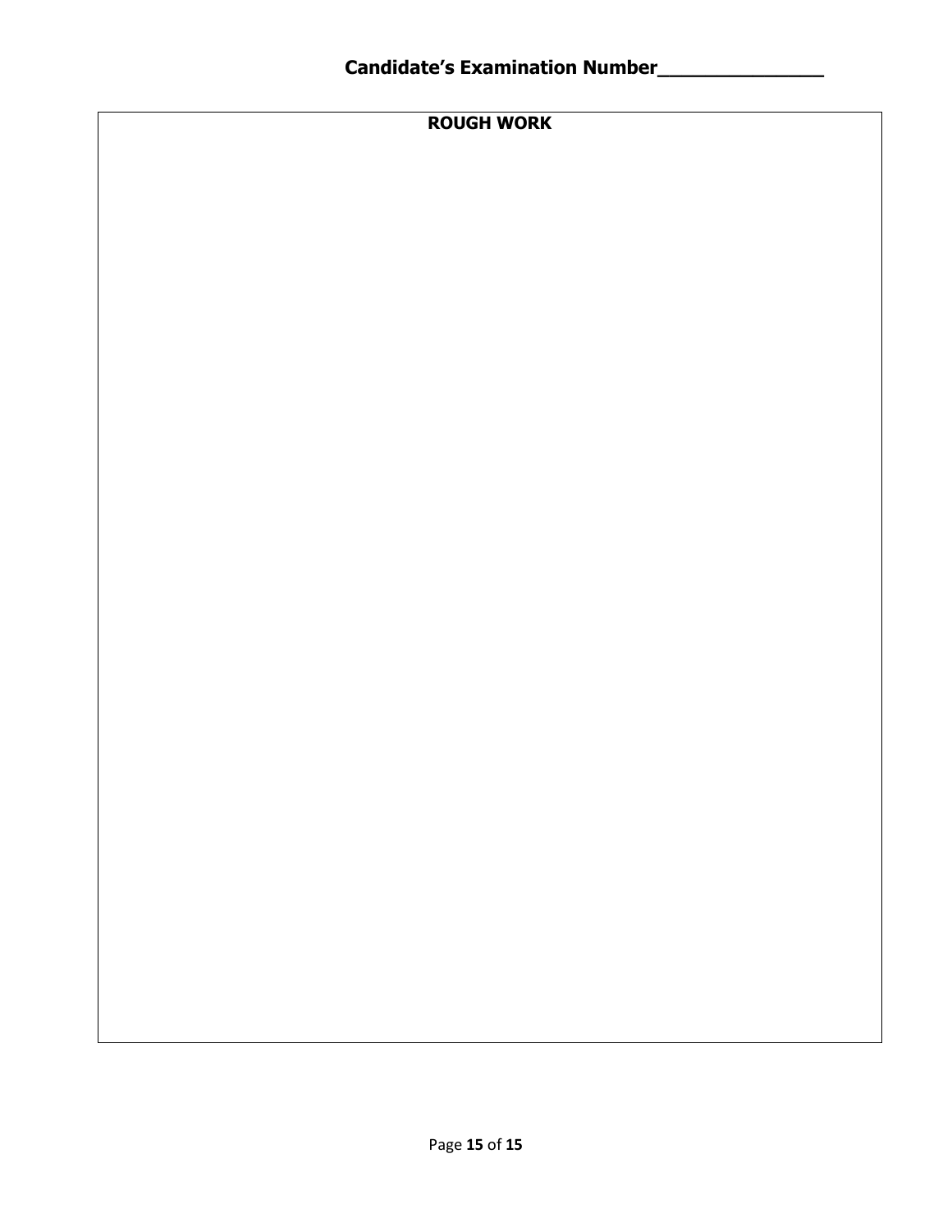**Candidate's Examination Number_______________**

**ROUGH WORK**